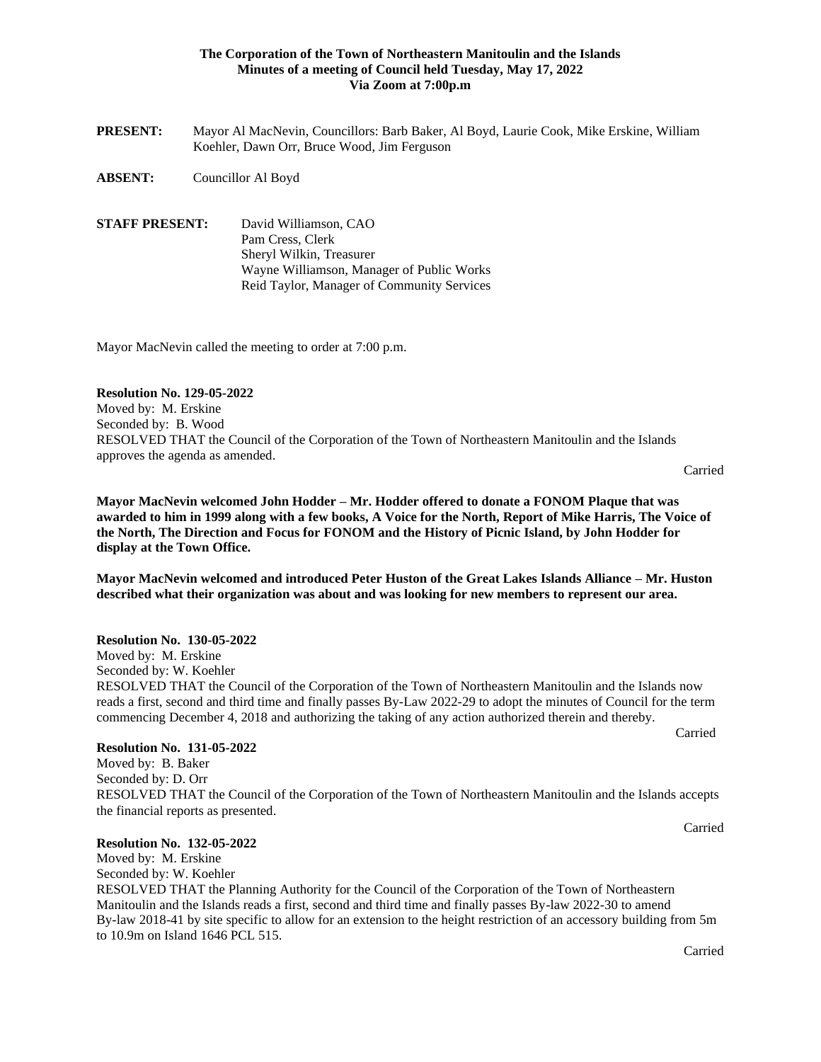**The Corporation of the Town of Northeastern Manitoulin and the Islands**
**Minutes of a meeting of Council held Tuesday, May 17, 2022**
**Via Zoom at 7:00p.m**

**PRESENT:** Mayor Al MacNevin, Councillors: Barb Baker, Al Boyd, Laurie Cook, Mike Erskine, William Koehler, Dawn Orr, Bruce Wood, Jim Ferguson

**ABSENT:** Councillor Al Boyd

**STAFF PRESENT:** David Williamson, CAO
Pam Cress, Clerk
Sheryl Wilkin, Treasurer
Wayne Williamson, Manager of Public Works
Reid Taylor, Manager of Community Services

Mayor MacNevin called the meeting to order at 7:00 p.m.

**Resolution No. 129-05-2022**
Moved by: M. Erskine
Seconded by: B. Wood
RESOLVED THAT the Council of the Corporation of the Town of Northeastern Manitoulin and the Islands approves the agenda as amended.

Carried

**Mayor MacNevin welcomed John Hodder – Mr. Hodder offered to donate a FONOM Plaque that was awarded to him in 1999 along with a few books, A Voice for the North, Report of Mike Harris, The Voice of the North, The Direction and Focus for FONOM and the History of Picnic Island, by John Hodder for display at the Town Office.**

**Mayor MacNevin welcomed and introduced Peter Huston of the Great Lakes Islands Alliance – Mr. Huston described what their organization was about and was looking for new members to represent our area.**

**Resolution No. 130-05-2022**
Moved by: M. Erskine
Seconded by: W. Koehler
RESOLVED THAT the Council of the Corporation of the Town of Northeastern Manitoulin and the Islands now reads a first, second and third time and finally passes By-Law 2022-29 to adopt the minutes of Council for the term commencing December 4, 2018 and authorizing the taking of any action authorized therein and thereby.

Carried

**Resolution No. 131-05-2022**
Moved by: B. Baker
Seconded by: D. Orr
RESOLVED THAT the Council of the Corporation of the Town of Northeastern Manitoulin and the Islands accepts the financial reports as presented.

Carried

**Resolution No. 132-05-2022**
Moved by: M. Erskine
Seconded by: W. Koehler
RESOLVED THAT the Planning Authority for the Council of the Corporation of the Town of Northeastern Manitoulin and the Islands reads a first, second and third time and finally passes By-law 2022-30 to amend By-law 2018-41 by site specific to allow for an extension to the height restriction of an accessory building from 5m to 10.9m on Island 1646 PCL 515.

Carried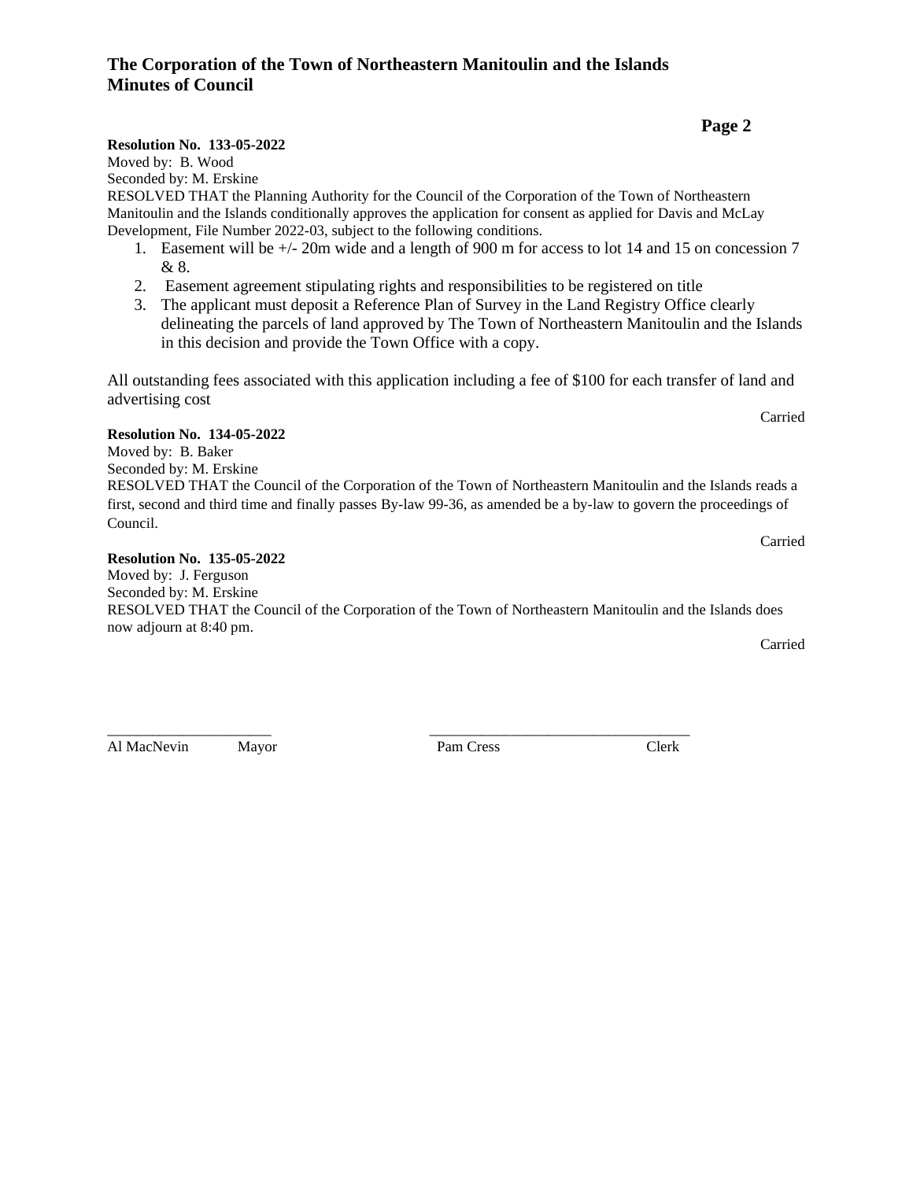**Resolution No. 133-05-2022**
Moved by: B. Wood
Seconded by: M. Erskine
RESOLVED THAT the Planning Authority for the Council of the Corporation of the Town of Northeastern Manitoulin and the Islands conditionally approves the application for consent as applied for Davis and McLay Development, File Number 2022-03, subject to the following conditions.

1. Easement will be +/- 20m wide and a length of 900 m for access to lot 14 and 15 on concession 7 & 8.
2. Easement agreement stipulating rights and responsibilities to be registered on title
3. The applicant must deposit a Reference Plan of Survey in the Land Registry Office clearly delineating the parcels of land approved by The Town of Northeastern Manitoulin and the Islands in this decision and provide the Town Office with a copy.

All outstanding fees associated with this application including a fee of $100 for each transfer of land and advertising cost

Carried

**Resolution No. 134-05-2022**
Moved by: B. Baker
Seconded by: M. Erskine
RESOLVED THAT the Council of the Corporation of the Town of Northeastern Manitoulin and the Islands reads a first, second and third time and finally passes By-law 99-36, as amended be a by-law to govern the proceedings of Council.

Carried

**Resolution No. 135-05-2022**
Moved by: J. Ferguson
Seconded by: M. Erskine
RESOLVED THAT the Council of the Corporation of the Town of Northeastern Manitoulin and the Islands does now adjourn at 8:40 pm.

Carried

______________________ ______________________________

Al MacNevin Mayor Pam Cress Clerk